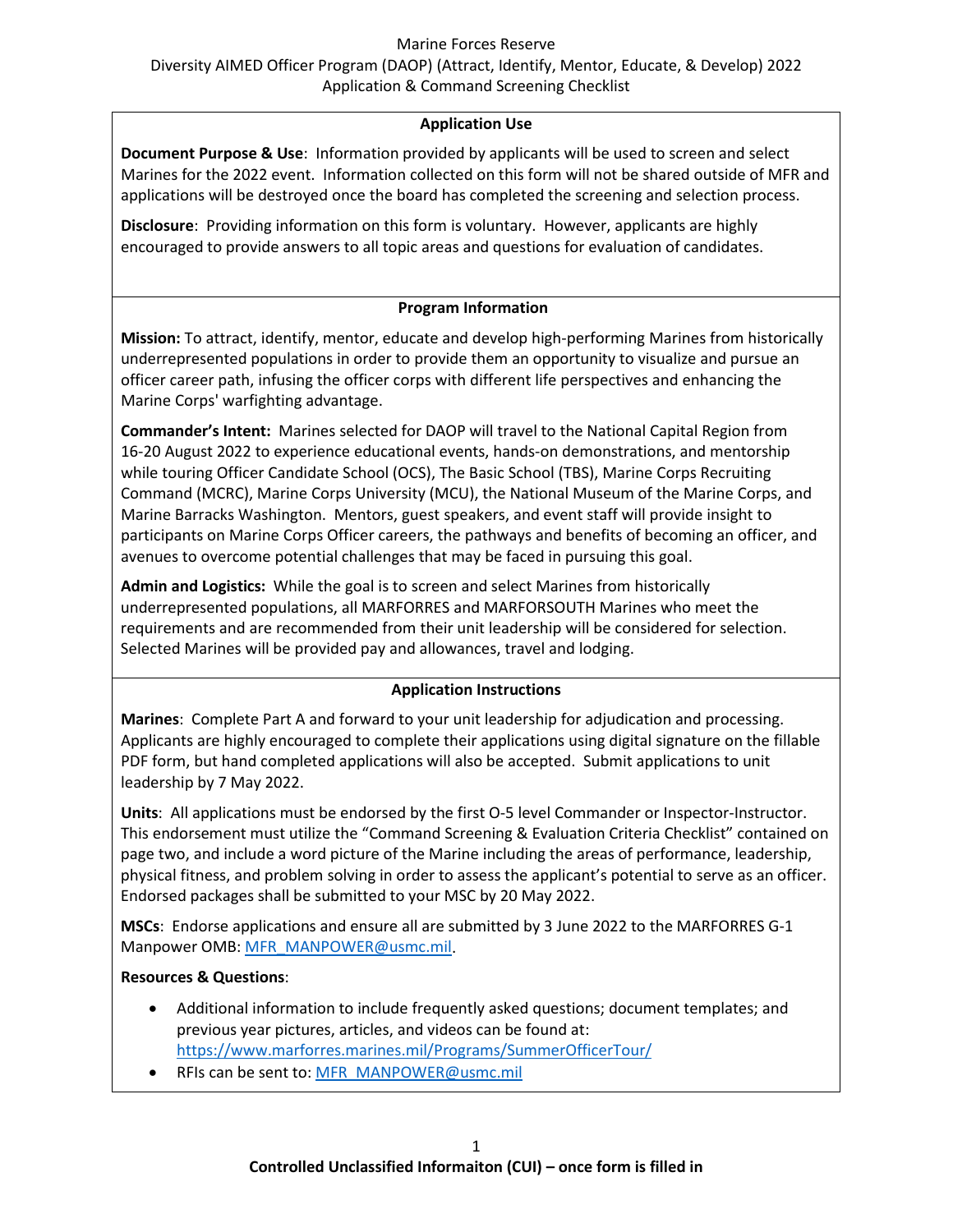# Marine Forces Reserve

## Diversity AIMED Officer Program (DAOP) (Attract, Identify, Mentor, Educate, & Develop) 2022

## Application & Command Screening Checklist

### Application Use

**Document Purpose & Use**: Information provided by applicants will be used to screen and select Marines for the 2022 event. Information collected on this form will not be shared outside of MFR and applications will be destroyed once the board has completed the screening and selection process.

**Disclosure**: Providing information on this form is voluntary. However, applicants are highly encouraged to provide answers to all topic areas and questions for evaluation of candidates.

### Program Information

**Mission:** To attract, identify, mentor, educate and develop high-performing Marines from historically underrepresented populations in order to provide them an opportunity to visualize and pursue an officer career path, infusing the officer corps with different life perspectives and enhancing the Marine Corps' warfighting advantage.

**Commander's Intent:** Marines selected for DAOP will travel to the National Capital Region from 16-20 August 2022 to experience educational events, hands-on demonstrations, and mentorship while touring Officer Candidate School (OCS), The Basic School (TBS), Marine Corps Recruiting Command (MCRC), Marine Corps University (MCU), the National Museum of the Marine Corps, and Marine Barracks Washington. Mentors, guest speakers, and event staff will provide insight to participants on Marine Corps Officer careers, the pathways and benefits of becoming an officer, and avenues to overcome potential challenges that may be faced in pursuing this goal.

**Admin and Logistics:** While the goal is to screen and select Marines from historically underrepresented populations, all MARFORRES and MARFORSOUTH Marines who meet the requirements and are recommended from their unit leadership will be considered for selection. Selected Marines will be provided pay and allowances, travel and lodging.

### Application Instructions

**Marines**: Complete Part A and forward to your unit leadership for adjudication and processing. Applicants are highly encouraged to complete their applications using digital signature on the fillable PDF form, but hand completed applications will also be accepted. Submit applications to unit leadership by 7 May 2022.

**Units**: All applications must be endorsed by the first O-5 level Commander or Inspector-Instructor. This endorsement must utilize the "Command Screening & Evaluation Criteria Checklist" contained on page two, and include a word picture of the Marine including the areas of performance, leadership, physical fitness, and problem solving in order to assess the applicant's potential to serve as an officer. Endorsed packages shall be submitted to your MSC by 20 May 2022.

**MSCs**: Endorse applications and ensure all are submitted by 3 June 2022 to the MARFORRES G-1 Manpower OMB: MFR_MANPOWER@usmc.mil.

**Resources & Questions**:

- Additional information to include frequently asked questions; document templates; and previous year pictures, articles, and videos can be found at: https://www.marforres.marines.mil/Programs/SummerOfficerTour/
- RFIs can be sent to: MFR_MANPOWER@usmc.mil

**Controlled Unclassified Informaiton (CUI) – once form is filled in**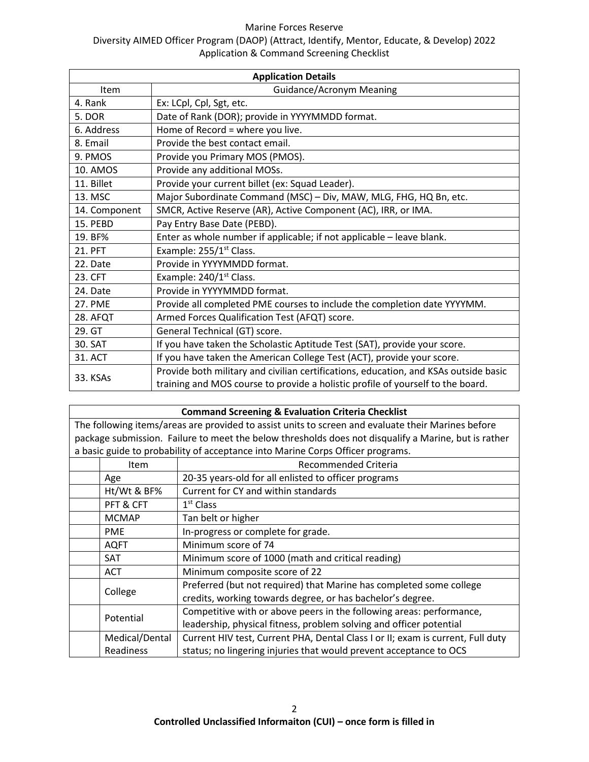Marine Forces Reserve
Diversity AIMED Officer Program (DAOP) (Attract, Identify, Mentor, Educate, & Develop) 2022
Application & Command Screening Checklist

| Application Details | |
|---|---|
| Item | Guidance/Acronym Meaning |
| 4. Rank | Ex: LCpl, Cpl, Sgt, etc. |
| 5. DOR | Date of Rank (DOR); provide in YYYYMMDD format. |
| 6. Address | Home of Record = where you live. |
| 8. Email | Provide the best contact email. |
| 9. PMOS | Provide you Primary MOS (PMOS). |
| 10. AMOS | Provide any additional MOSs. |
| 11. Billet | Provide your current billet (ex: Squad Leader). |
| 13. MSC | Major Subordinate Command (MSC) – Div, MAW, MLG, FHG, HQ Bn, etc. |
| 14. Component | SMCR, Active Reserve (AR), Active Component (AC), IRR, or IMA. |
| 15. PEBD | Pay Entry Base Date (PEBD). |
| 19. BF% | Enter as whole number if applicable; if not applicable – leave blank. |
| 21. PFT | Example: 255/1st Class. |
| 22. Date | Provide in YYYYMMDD format. |
| 23. CFT | Example: 240/1st Class. |
| 24. Date | Provide in YYYYMMDD format. |
| 27. PME | Provide all completed PME courses to include the completion date YYYYMM. |
| 28. AFQT | Armed Forces Qualification Test (AFQT) score. |
| 29. GT | General Technical (GT) score. |
| 30. SAT | If you have taken the Scholastic Aptitude Test (SAT), provide your score. |
| 31. ACT | If you have taken the American College Test (ACT), provide your score. |
| 33. KSAs | Provide both military and civilian certifications, education, and KSAs outside basic training and MOS course to provide a holistic profile of yourself to the board. |

**Command Screening & Evaluation Criteria Checklist**

The following items/areas are provided to assist units to screen and evaluate their Marines before package submission. Failure to meet the below thresholds does not disqualify a Marine, but is rather a basic guide to probability of acceptance into Marine Corps Officer programs.

| | Item | Recommended Criteria |
|---|---|---|
| | Age | 20-35 years-old for all enlisted to officer programs |
| | Ht/Wt & BF% | Current for CY and within standards |
| | PFT & CFT | 1st Class |
| | MCMAP | Tan belt or higher |
| | PME | In-progress or complete for grade. |
| | AQFT | Minimum score of 74 |
| | SAT | Minimum score of 1000 (math and critical reading) |
| | ACT | Minimum composite score of 22 |
| | College | Preferred (but not required) that Marine has completed some college credits, working towards degree, or has bachelor's degree. |
| | Potential | Competitive with or above peers in the following areas: performance, leadership, physical fitness, problem solving and officer potential |
| | Medical/Dental Readiness | Current HIV test, Current PHA, Dental Class I or II; exam is current, Full duty status; no lingering injuries that would prevent acceptance to OCS |

**Controlled Unclassified Informaiton (CUI) – once form is filled in**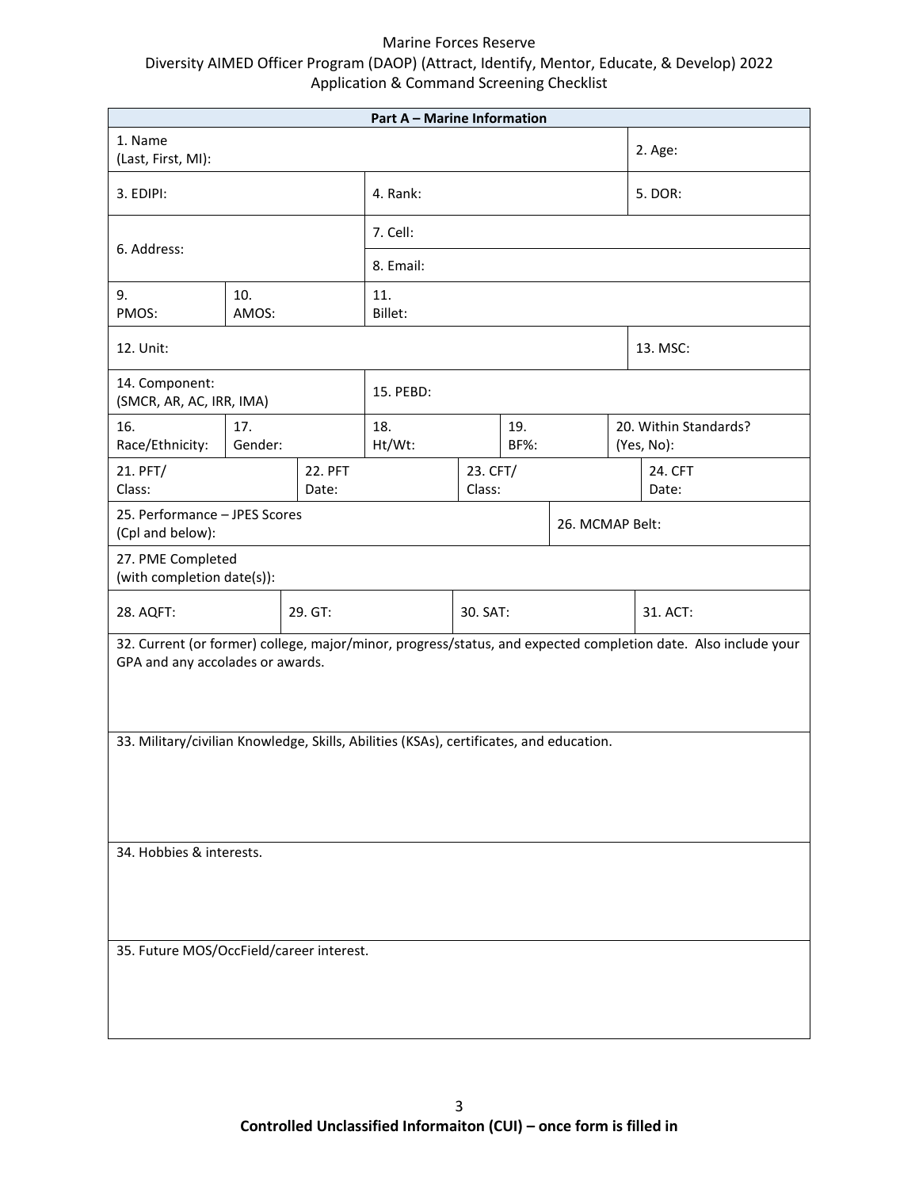Marine Forces Reserve
Diversity AIMED Officer Program (DAOP) (Attract, Identify, Mentor, Educate, & Develop) 2022
Application & Command Screening Checklist

| **Part A – Marine Information** | | | | |
|---|---|---|---|---|
| 1. Name (Last, First, MI): | | | | 2. Age: |
| 3. EDIPI: | | 4. Rank: | | 5. DOR: |
| 6. Address: | | 7. Cell: | | |
| | | 8. Email: | | |
| 9. PMOS: | 10. AMOS: | 11. Billet: | | |
| 12. Unit: | | | | 13. MSC: |
| 14. Component: (SMCR, AR, AC, IRR, IMA) | | 15. PEBD: | | |
| 16. Race/Ethnicity: | 17. Gender: | 18. Ht/Wt: | 19. BF%: | 20. Within Standards? (Yes, No): |
| 21. PFT/ Class: | 22. PFT Date: | 23. CFT/ Class: | | 24. CFT Date: |
| 25. Performance – JPES Scores (Cpl and below): | | | 26. MCMAP Belt: | |
| 27. PME Completed (with completion date(s)): | | | | |
| 28. AQFT: | 29. GT: | 30. SAT: | | 31. ACT: |
| 32. Current (or former) college, major/minor, progress/status, and expected completion date. Also include your GPA and any accolades or awards. | | | | |
| 33. Military/civilian Knowledge, Skills, Abilities (KSAs), certificates, and education. | | | | |
| 34. Hobbies & interests. | | | | |
| 35. Future MOS/OccField/career interest. | | | | |

**Controlled Unclassified Informaiton (CUI) – once form is filled in**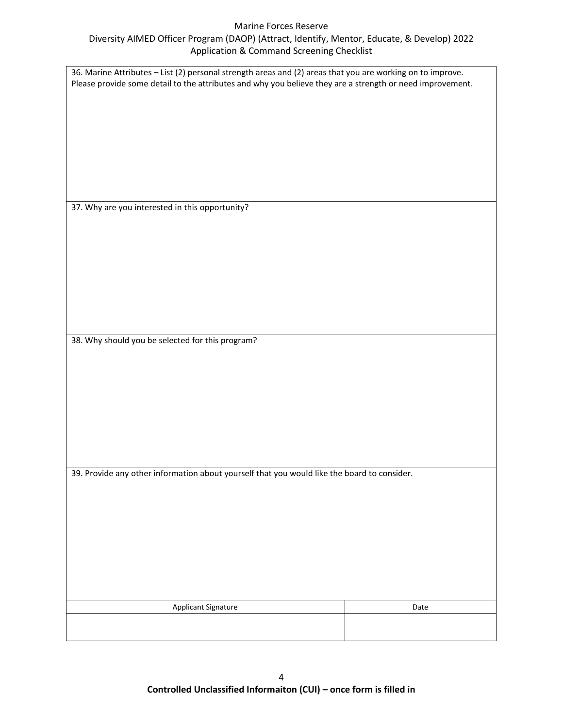36. Marine Attributes – List (2) personal strength areas and (2) areas that you are working on to improve. Please provide some detail to the attributes and why you believe they are a strength or need improvement.

37. Why are you interested in this opportunity?

38. Why should you be selected for this program?

39. Provide any other information about yourself that you would like the board to consider.

| Applicant Signature | Date |
|---|---|
| | |

**Controlled Unclassified Informaiton (CUI) – once form is filled in**